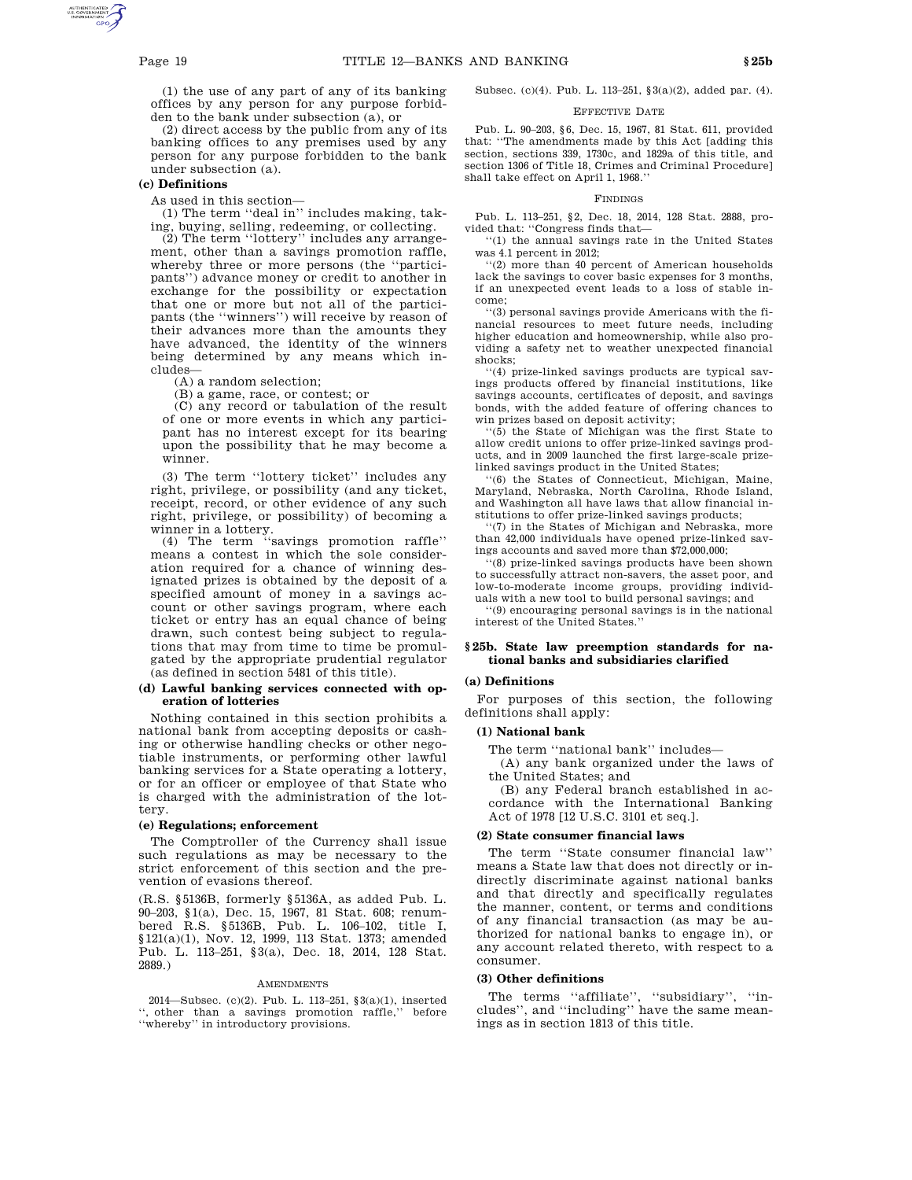(1) the use of any part of any of its banking offices by any person for any purpose forbidden to the bank under subsection (a), or

(2) direct access by the public from any of its banking offices to any premises used by any person for any purpose forbidden to the bank under subsection (a).

**(c) Definitions**

As used in this section—

(1) The term ''deal in'' includes making, taking, buying, selling, redeeming, or collecting.

(2) The term ''lottery'' includes any arrangement, other than a savings promotion raffle, whereby three or more persons (the ''participants'') advance money or credit to another in exchange for the possibility or expectation that one or more but not all of the participants (the ''winners'') will receive by reason of their advances more than the amounts they have advanced, the identity of the winners being determined by any means which includes—

(A) a random selection;

(B) a game, race, or contest; or

(C) any record or tabulation of the result of one or more events in which any participant has no interest except for its bearing upon the possibility that he may become a winner.

(3) The term ''lottery ticket'' includes any right, privilege, or possibility (and any ticket, receipt, record, or other evidence of any such right, privilege, or possibility) of becoming a winner in a lottery.

(4) The term ''savings promotion raffle'' means a contest in which the sole consideration required for a chance of winning designated prizes is obtained by the deposit of a specified amount of money in a savings account or other savings program, where each ticket or entry has an equal chance of being drawn, such contest being subject to regulations that may from time to time be promulgated by the appropriate prudential regulator (as defined in section 5481 of this title).

**(d) Lawful banking services connected with operation of lotteries**

Nothing contained in this section prohibits a national bank from accepting deposits or cashing or otherwise handling checks or other negotiable instruments, or performing other lawful banking services for a State operating a lottery, or for an officer or employee of that State who is charged with the administration of the lottery.

**(e) Regulations; enforcement**

The Comptroller of the Currency shall issue such regulations as may be necessary to the strict enforcement of this section and the prevention of evasions thereof.

(R.S. §5136B, formerly §5136A, as added Pub. L. 90–203, §1(a), Dec. 15, 1967, 81 Stat. 608; renumbered R.S. §5136B, Pub. L. 106–102, title I, §121(a)(1), Nov. 12, 1999, 113 Stat. 1373; amended Pub. L. 113–251, §3(a), Dec. 18, 2014, 128 Stat. 2889.)

AMENDMENTS

2014—Subsec. (c)(2). Pub. L. 113–251, §3(a)(1), inserted '', other than a savings promotion raffle,'' before ''whereby'' in introductory provisions.

Subsec. (c)(4). Pub. L. 113–251, §3(a)(2), added par. (4).

EFFECTIVE DATE

Pub. L. 90–203, §6, Dec. 15, 1967, 81 Stat. 611, provided that: ''The amendments made by this Act [adding this section, sections 339, 1730c, and 1829a of this title, and section 1306 of Title 18, Crimes and Criminal Procedure] shall take effect on April 1, 1968.''

FINDINGS

Pub. L. 113–251, §2, Dec. 18, 2014, 128 Stat. 2888, provided that: ''Congress finds that—

''(1) the annual savings rate in the United States was 4.1 percent in 2012;

''(2) more than 40 percent of American households lack the savings to cover basic expenses for 3 months, if an unexpected event leads to a loss of stable income;

''(3) personal savings provide Americans with the financial resources to meet future needs, including higher education and homeownership, while also providing a safety net to weather unexpected financial shocks;

''(4) prize-linked savings products are typical savings products offered by financial institutions, like savings accounts, certificates of deposit, and savings bonds, with the added feature of offering chances to win prizes based on deposit activity;

''(5) the State of Michigan was the first State to allow credit unions to offer prize-linked savings products, and in 2009 launched the first large-scale prize-linked savings product in the United States;

''(6) the States of Connecticut, Michigan, Maine, Maryland, Nebraska, North Carolina, Rhode Island, and Washington all have laws that allow financial institutions to offer prize-linked savings products;

''(7) in the States of Michigan and Nebraska, more than 42,000 individuals have opened prize-linked savings accounts and saved more than $72,000,000;

''(8) prize-linked savings products have been shown to successfully attract non-savers, the asset poor, and low-to-moderate income groups, providing individuals with a new tool to build personal savings; and

''(9) encouraging personal savings is in the national interest of the United States.''

## §25b. State law preemption standards for national banks and subsidiaries clarified

**(a) Definitions**

For purposes of this section, the following definitions shall apply:

**(1) National bank**

The term ''national bank'' includes—

(A) any bank organized under the laws of the United States; and

(B) any Federal branch established in accordance with the International Banking Act of 1978 [12 U.S.C. 3101 et seq.].

**(2) State consumer financial laws**

The term ''State consumer financial law'' means a State law that does not directly or indirectly discriminate against national banks and that directly and specifically regulates the manner, content, or terms and conditions of any financial transaction (as may be authorized for national banks to engage in), or any account related thereto, with respect to a consumer.

**(3) Other definitions**

The terms ''affiliate'', ''subsidiary'', ''includes'', and ''including'' have the same meanings as in section 1813 of this title.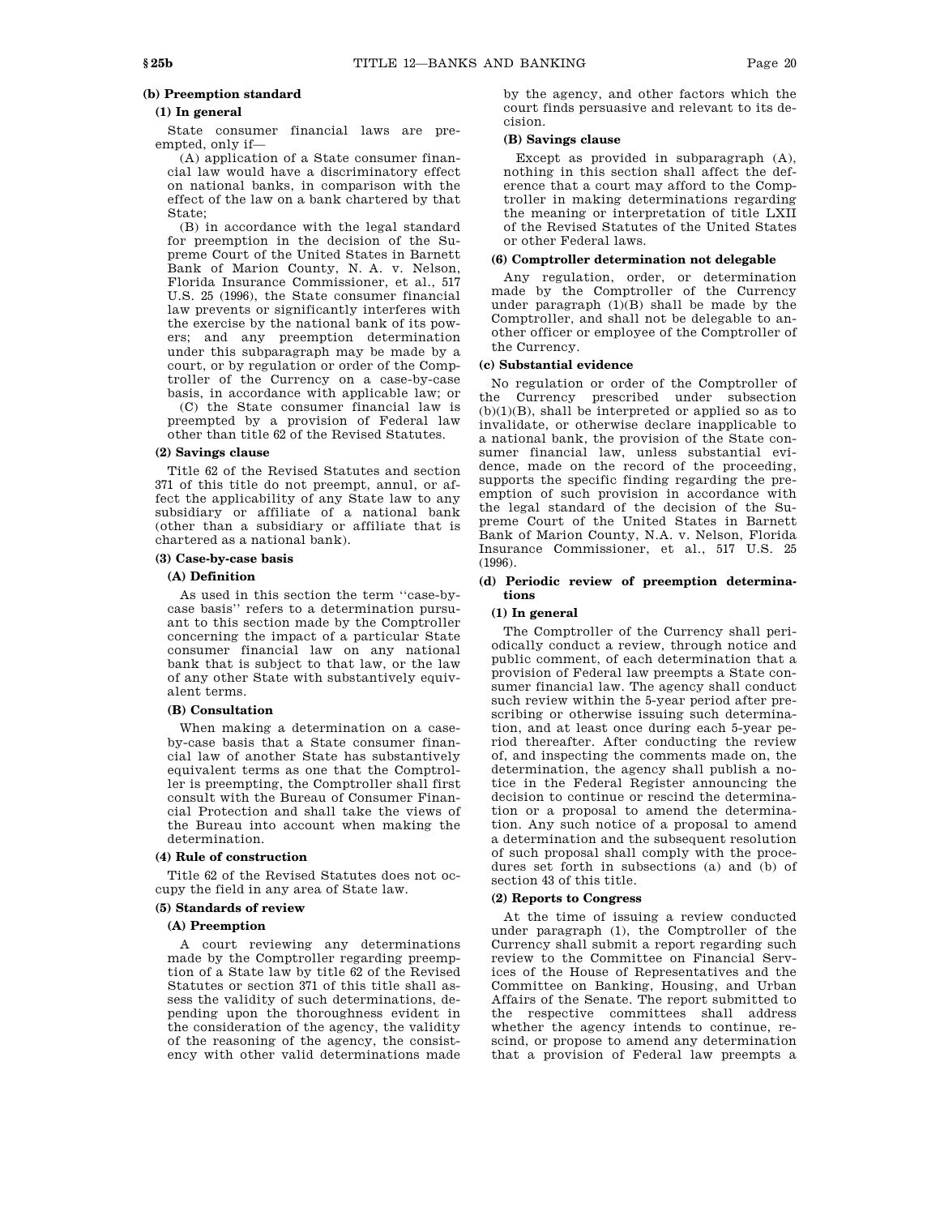**(b) Preemption standard**

**(1) In general**

State consumer financial laws are preempted, only if—

(A) application of a State consumer financial law would have a discriminatory effect on national banks, in comparison with the effect of the law on a bank chartered by that State;

(B) in accordance with the legal standard for preemption in the decision of the Supreme Court of the United States in Barnett Bank of Marion County, N. A. v. Nelson, Florida Insurance Commissioner, et al., 517 U.S. 25 (1996), the State consumer financial law prevents or significantly interferes with the exercise by the national bank of its powers; and any preemption determination under this subparagraph may be made by a court, or by regulation or order of the Comptroller of the Currency on a case-by-case basis, in accordance with applicable law; or

(C) the State consumer financial law is preempted by a provision of Federal law other than title 62 of the Revised Statutes.

**(2) Savings clause**

Title 62 of the Revised Statutes and section 371 of this title do not preempt, annul, or affect the applicability of any State law to any subsidiary or affiliate of a national bank (other than a subsidiary or affiliate that is chartered as a national bank).

**(3) Case-by-case basis**

**(A) Definition**

As used in this section the term "case-by-case basis" refers to a determination pursuant to this section made by the Comptroller concerning the impact of a particular State consumer financial law on any national bank that is subject to that law, or the law of any other State with substantively equivalent terms.

**(B) Consultation**

When making a determination on a case-by-case basis that a State consumer financial law of another State has substantively equivalent terms as one that the Comptroller is preempting, the Comptroller shall first consult with the Bureau of Consumer Financial Protection and shall take the views of the Bureau into account when making the determination.

**(4) Rule of construction**

Title 62 of the Revised Statutes does not occupy the field in any area of State law.

**(5) Standards of review**

**(A) Preemption**

A court reviewing any determinations made by the Comptroller regarding preemption of a State law by title 62 of the Revised Statutes or section 371 of this title shall assess the validity of such determinations, depending upon the thoroughness evident in the consideration of the agency, the validity of the reasoning of the agency, the consistency with other valid determinations made by the agency, and other factors which the court finds persuasive and relevant to its decision.

**(B) Savings clause**

Except as provided in subparagraph (A), nothing in this section shall affect the deference that a court may afford to the Comptroller in making determinations regarding the meaning or interpretation of title LXII of the Revised Statutes of the United States or other Federal laws.

**(6) Comptroller determination not delegable**

Any regulation, order, or determination made by the Comptroller of the Currency under paragraph (1)(B) shall be made by the Comptroller, and shall not be delegable to another officer or employee of the Comptroller of the Currency.

**(c) Substantial evidence**

No regulation or order of the Comptroller of the Currency prescribed under subsection (b)(1)(B), shall be interpreted or applied so as to invalidate, or otherwise declare inapplicable to a national bank, the provision of the State consumer financial law, unless substantial evidence, made on the record of the proceeding, supports the specific finding regarding the preemption of such provision in accordance with the legal standard of the decision of the Supreme Court of the United States in Barnett Bank of Marion County, N.A. v. Nelson, Florida Insurance Commissioner, et al., 517 U.S. 25 (1996).

**(d) Periodic review of preemption determinations**

**(1) In general**

The Comptroller of the Currency shall periodically conduct a review, through notice and public comment, of each determination that a provision of Federal law preempts a State consumer financial law. The agency shall conduct such review within the 5-year period after prescribing or otherwise issuing such determination, and at least once during each 5-year period thereafter. After conducting the review of, and inspecting the comments made on, the determination, the agency shall publish a notice in the Federal Register announcing the decision to continue or rescind the determination or a proposal to amend the determination. Any such notice of a proposal to amend a determination and the subsequent resolution of such proposal shall comply with the procedures set forth in subsections (a) and (b) of section 43 of this title.

**(2) Reports to Congress**

At the time of issuing a review conducted under paragraph (1), the Comptroller of the Currency shall submit a report regarding such review to the Committee on Financial Services of the House of Representatives and the Committee on Banking, Housing, and Urban Affairs of the Senate. The report submitted to the respective committees shall address whether the agency intends to continue, rescind, or propose to amend any determination that a provision of Federal law preempts a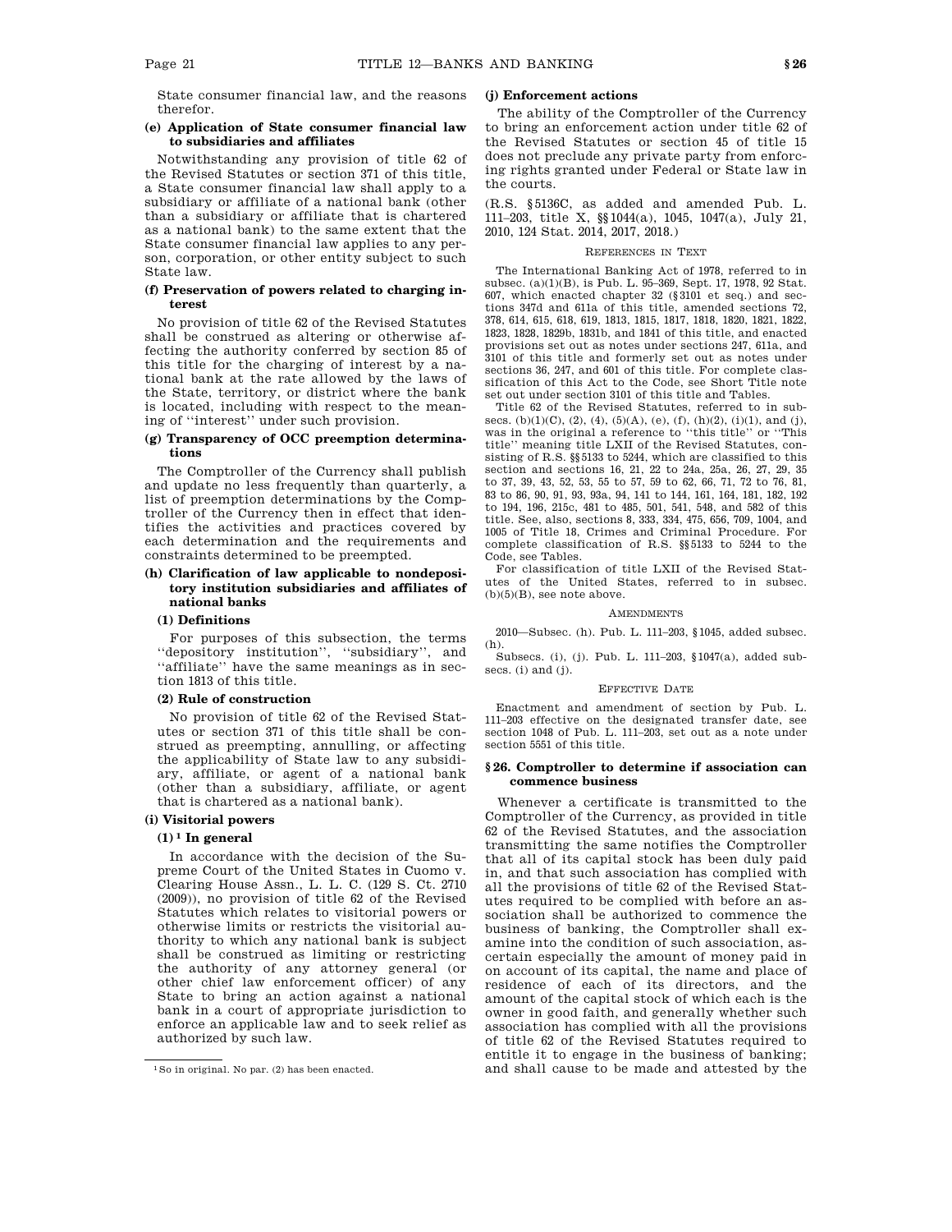State consumer financial law, and the reasons therefor.

#### (e) Application of State consumer financial law to subsidiaries and affiliates

Notwithstanding any provision of title 62 of the Revised Statutes or section 371 of this title, a State consumer financial law shall apply to a subsidiary or affiliate of a national bank (other than a subsidiary or affiliate that is chartered as a national bank) to the same extent that the State consumer financial law applies to any person, corporation, or other entity subject to such State law.

#### (f) Preservation of powers related to charging interest

No provision of title 62 of the Revised Statutes shall be construed as altering or otherwise affecting the authority conferred by section 85 of this title for the charging of interest by a national bank at the rate allowed by the laws of the State, territory, or district where the bank is located, including with respect to the meaning of ''interest'' under such provision.

#### (g) Transparency of OCC preemption determinations

The Comptroller of the Currency shall publish and update no less frequently than quarterly, a list of preemption determinations by the Comptroller of the Currency then in effect that identifies the activities and practices covered by each determination and the requirements and constraints determined to be preempted.

#### (h) Clarification of law applicable to nondepository institution subsidiaries and affiliates of national banks

##### (1) Definitions

For purposes of this subsection, the terms ''depository institution'', ''subsidiary'', and ''affiliate'' have the same meanings as in section 1813 of this title.

##### (2) Rule of construction

No provision of title 62 of the Revised Statutes or section 371 of this title shall be construed as preempting, annulling, or affecting the applicability of State law to any subsidiary, affiliate, or agent of a national bank (other than a subsidiary, affiliate, or agent that is chartered as a national bank).

#### (i) Visitorial powers

##### (1)[1] In general

In accordance with the decision of the Supreme Court of the United States in Cuomo v. Clearing House Assn., L. L. C. (129 S. Ct. 2710 (2009)), no provision of title 62 of the Revised Statutes which relates to visitorial powers or otherwise limits or restricts the visitorial authority to which any national bank is subject shall be construed as limiting or restricting the authority of any attorney general (or other chief law enforcement officer) of any State to bring an action against a national bank in a court of appropriate jurisdiction to enforce an applicable law and to seek relief as authorized by such law.

[1] So in original. No par. (2) has been enacted.

#### (j) Enforcement actions

The ability of the Comptroller of the Currency to bring an enforcement action under title 62 of the Revised Statutes or section 45 of title 15 does not preclude any private party from enforcing rights granted under Federal or State law in the courts.

(R.S. §5136C, as added and amended Pub. L. 111–203, title X, §§1044(a), 1045, 1047(a), July 21, 2010, 124 Stat. 2014, 2017, 2018.)

##### REFERENCES IN TEXT

The International Banking Act of 1978, referred to in subsec. (a)(1)(B), is Pub. L. 95–369, Sept. 17, 1978, 92 Stat. 607, which enacted chapter 32 (§3101 et seq.) and sections 347d and 611a of this title, amended sections 72, 378, 614, 615, 618, 619, 1813, 1815, 1817, 1818, 1820, 1821, 1822, 1823, 1828, 1829b, 1831b, and 1841 of this title, and enacted provisions set out as notes under sections 247, 611a, and 3101 of this title and formerly set out as notes under sections 36, 247, and 601 of this title. For complete classification of this Act to the Code, see Short Title note set out under section 3101 of this title and Tables.

Title 62 of the Revised Statutes, referred to in subsecs. (b)(1)(C), (2), (4), (5)(A), (e), (f), (h)(2), (i)(1), and (j), was in the original a reference to ''this title'' or ''This title'' meaning title LXII of the Revised Statutes, consisting of R.S. §§5133 to 5244, which are classified to this section and sections 16, 21, 22 to 24a, 25a, 26, 27, 29, 35 to 37, 39, 43, 52, 53, 55 to 57, 59 to 62, 66, 71, 72 to 76, 81, 83 to 86, 90, 91, 93, 93a, 94, 141 to 144, 161, 164, 181, 182, 192 to 194, 196, 215c, 481 to 485, 501, 541, 548, and 582 of this title. See, also, sections 8, 333, 334, 475, 656, 709, 1004, and 1005 of Title 18, Crimes and Criminal Procedure. For complete classification of R.S. §§5133 to 5244 to the Code, see Tables.

For classification of title LXII of the Revised Statutes of the United States, referred to in subsec. (b)(5)(B), see note above.

##### AMENDMENTS

2010—Subsec. (h). Pub. L. 111–203, §1045, added subsec. (h).

Subsecs. (i), (j). Pub. L. 111–203, §1047(a), added subsecs. (i) and (j).

##### EFFECTIVE DATE

Enactment and amendment of section by Pub. L. 111–203 effective on the designated transfer date, see section 1048 of Pub. L. 111–203, set out as a note under section 5551 of this title.

### §26. Comptroller to determine if association can commence business

Whenever a certificate is transmitted to the Comptroller of the Currency, as provided in title 62 of the Revised Statutes, and the association transmitting the same notifies the Comptroller that all of its capital stock has been duly paid in, and that such association has complied with all the provisions of title 62 of the Revised Statutes required to be complied with before an association shall be authorized to commence the business of banking, the Comptroller shall examine into the condition of such association, ascertain especially the amount of money paid in on account of its capital, the name and place of residence of each of its directors, and the amount of the capital stock of which each is the owner in good faith, and generally whether such association has complied with all the provisions of title 62 of the Revised Statutes required to entitle it to engage in the business of banking; and shall cause to be made and attested by the